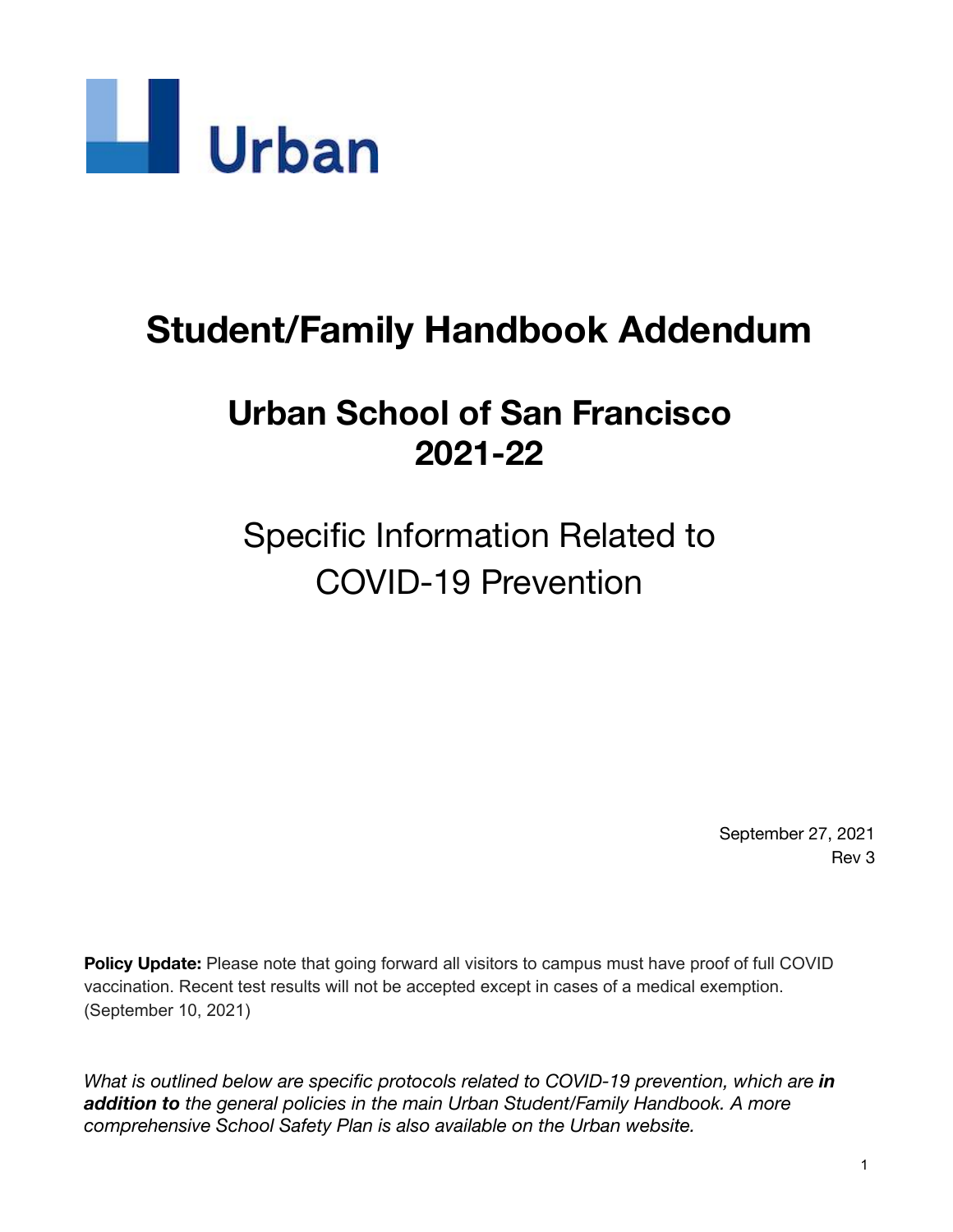Urban

# Student/Family Handbook Addendum

## Urban School of San Francisco
## 2021-22

Specific Information Related to COVID-19 Prevention

September 27, 2021
Rev 3

**Policy Update:** Please note that going forward all visitors to campus must have proof of full COVID vaccination. Recent test results will not be accepted except in cases of a medical exemption. (September 10, 2021)

*What is outlined below are specific protocols related to COVID-19 prevention, which are **in addition to** the general policies in the main Urban Student/Family Handbook. A more comprehensive School Safety Plan is also available on the Urban website.*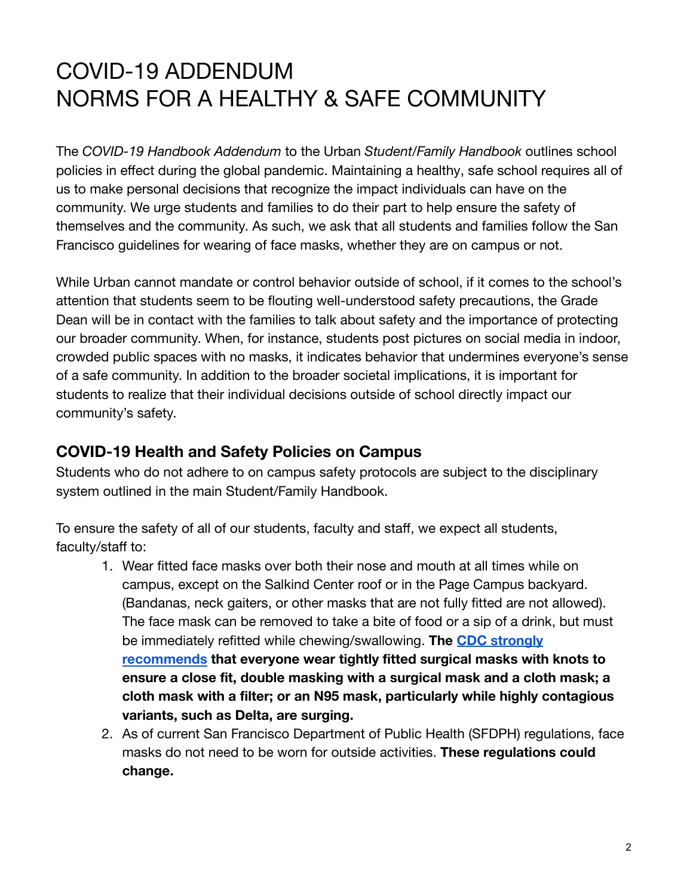# COVID-19 ADDENDUM
# NORMS FOR A HEALTHY & SAFE COMMUNITY

The *COVID-19 Handbook Addendum* to the Urban *Student/Family Handbook* outlines school policies in effect during the global pandemic. Maintaining a healthy, safe school requires all of us to make personal decisions that recognize the impact individuals can have on the community. We urge students and families to do their part to help ensure the safety of themselves and the community. As such, we ask that all students and families follow the San Francisco guidelines for wearing of face masks, whether they are on campus or not.

While Urban cannot mandate or control behavior outside of school, if it comes to the school's attention that students seem to be flouting well-understood safety precautions, the Grade Dean will be in contact with the families to talk about safety and the importance of protecting our broader community. When, for instance, students post pictures on social media in indoor, crowded public spaces with no masks, it indicates behavior that undermines everyone's sense of a safe community. In addition to the broader societal implications, it is important for students to realize that their individual decisions outside of school directly impact our community's safety.

## COVID-19 Health and Safety Policies on Campus

Students who do not adhere to on campus safety protocols are subject to the disciplinary system outlined in the main Student/Family Handbook.

To ensure the safety of all of our students, faculty and staff, we expect all students, faculty/staff to:

1. Wear fitted face masks over both their nose and mouth at all times while on campus, except on the Salkind Center roof or in the Page Campus backyard. (Bandanas, neck gaiters, or other masks that are not fully fitted are not allowed). The face mask can be removed to take a bite of food or a sip of a drink, but must be immediately refitted while chewing/swallowing. **The CDC strongly recommends that everyone wear tightly fitted surgical masks with knots to ensure a close fit, double masking with a surgical mask and a cloth mask; a cloth mask with a filter; or an N95 mask, particularly while highly contagious variants, such as Delta, are surging.**
2. As of current San Francisco Department of Public Health (SFDPH) regulations, face masks do not need to be worn for outside activities. **These regulations could change.**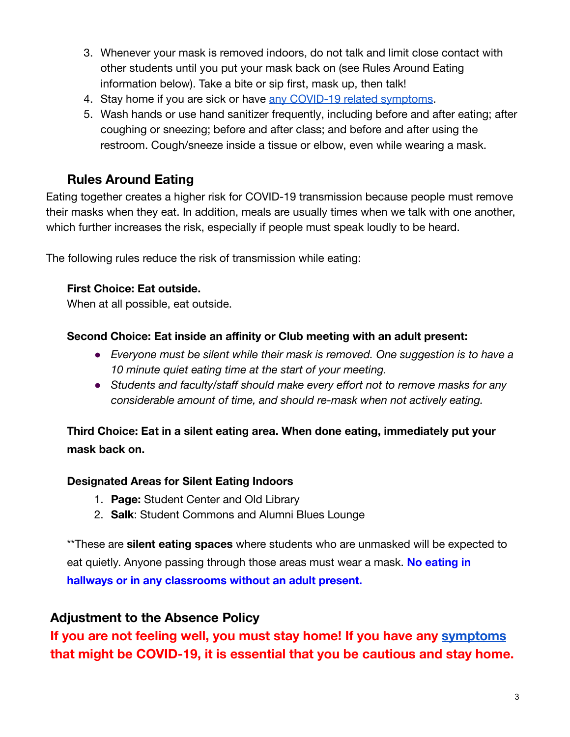3. Whenever your mask is removed indoors, do not talk and limit close contact with other students until you put your mask back on (see Rules Around Eating information below). Take a bite or sip first, mask up, then talk!
4. Stay home if you are sick or have any COVID-19 related symptoms.
5. Wash hands or use hand sanitizer frequently, including before and after eating; after coughing or sneezing; before and after class; and before and after using the restroom. Cough/sneeze inside a tissue or elbow, even while wearing a mask.

## Rules Around Eating

Eating together creates a higher risk for COVID-19 transmission because people must remove their masks when they eat. In addition, meals are usually times when we talk with one another, which further increases the risk, especially if people must speak loudly to be heard.

The following rules reduce the risk of transmission while eating:

**First Choice: Eat outside.**
When at all possible, eat outside.

**Second Choice: Eat inside an affinity or Club meeting with an adult present:**

- *Everyone must be silent while their mask is removed. One suggestion is to have a 10 minute quiet eating time at the start of your meeting.*
- *Students and faculty/staff should make every effort not to remove masks for any considerable amount of time, and should re-mask when not actively eating.*

**Third Choice: Eat in a silent eating area. When done eating, immediately put your mask back on.**

**Designated Areas for Silent Eating Indoors**

1. **Page:** Student Center and Old Library
2. **Salk**: Student Commons and Alumni Blues Lounge

**These are **silent eating spaces** where students who are unmasked will be expected to eat quietly. Anyone passing through those areas must wear a mask. **No eating in hallways or in any classrooms without an adult present.**

## Adjustment to the Absence Policy

**If you are not feeling well, you must stay home! If you have any symptoms that might be COVID-19, it is essential that you be cautious and stay home.**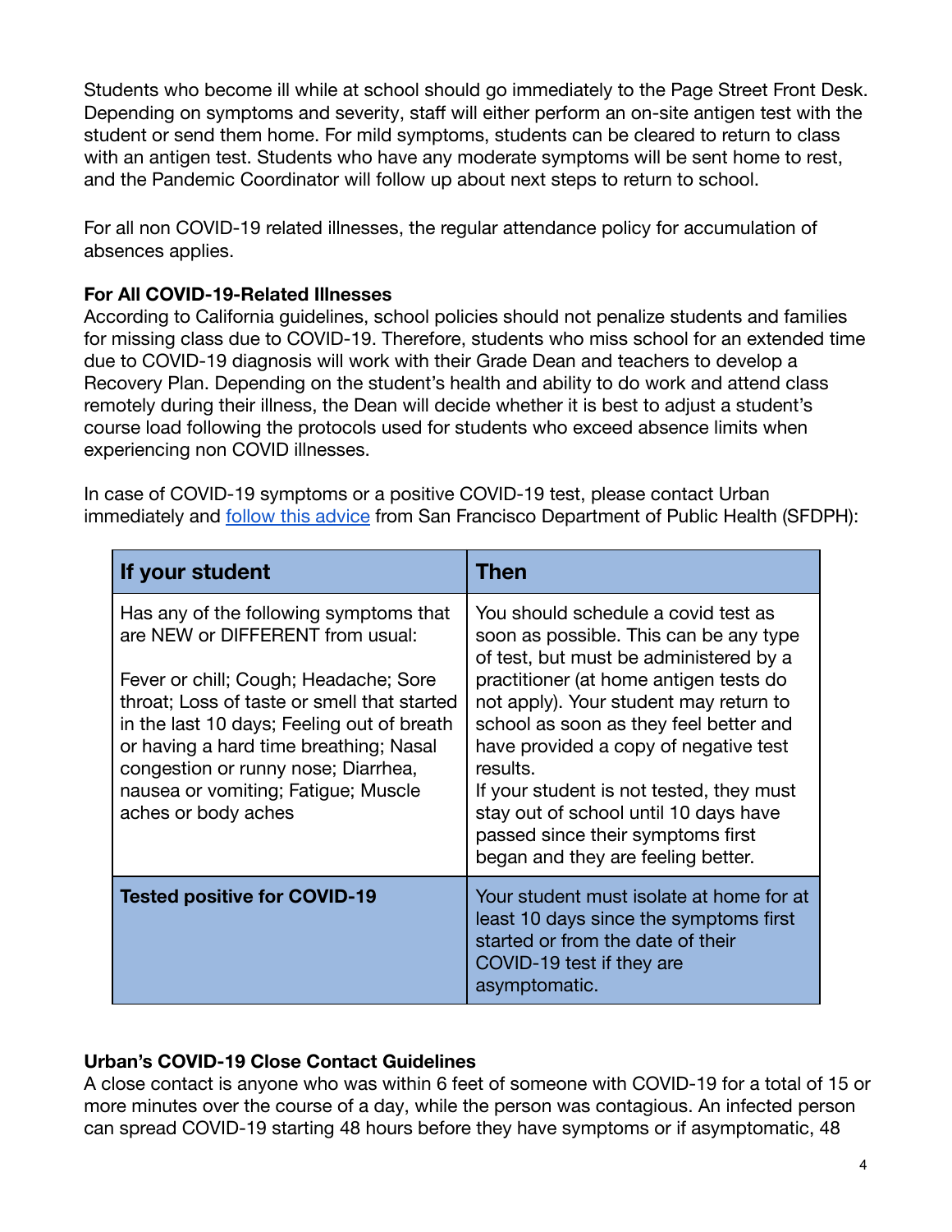Students who become ill while at school should go immediately to the Page Street Front Desk. Depending on symptoms and severity, staff will either perform an on-site antigen test with the student or send them home. For mild symptoms, students can be cleared to return to class with an antigen test. Students who have any moderate symptoms will be sent home to rest, and the Pandemic Coordinator will follow up about next steps to return to school.

For all non COVID-19 related illnesses, the regular attendance policy for accumulation of absences applies.

**For All COVID-19-Related Illnesses**

According to California guidelines, school policies should not penalize students and families for missing class due to COVID-19. Therefore, students who miss school for an extended time due to COVID-19 diagnosis will work with their Grade Dean and teachers to develop a Recovery Plan. Depending on the student's health and ability to do work and attend class remotely during their illness, the Dean will decide whether it is best to adjust a student's course load following the protocols used for students who exceed absence limits when experiencing non COVID illnesses.

In case of COVID-19 symptoms or a positive COVID-19 test, please contact Urban immediately and follow this advice from San Francisco Department of Public Health (SFDPH):

| If your student | Then |
|---|---|
| Has any of the following symptoms that are NEW or DIFFERENT from usual:<br><br>Fever or chill; Cough; Headache; Sore throat; Loss of taste or smell that started in the last 10 days; Feeling out of breath or having a hard time breathing; Nasal congestion or runny nose; Diarrhea, nausea or vomiting; Fatigue; Muscle aches or body aches | You should schedule a covid test as soon as possible. This can be any type of test, but must be administered by a practitioner (at home antigen tests do not apply). Your student may return to school as soon as they feel better and have provided a copy of negative test results.<br>If your student is not tested, they must stay out of school until 10 days have passed since their symptoms first began and they are feeling better. |
| **Tested positive for COVID-19** | Your student must isolate at home for at least 10 days since the symptoms first started or from the date of their COVID-19 test if they are asymptomatic. |

**Urban's COVID-19 Close Contact Guidelines**

A close contact is anyone who was within 6 feet of someone with COVID-19 for a total of 15 or more minutes over the course of a day, while the person was contagious. An infected person can spread COVID-19 starting 48 hours before they have symptoms or if asymptomatic, 48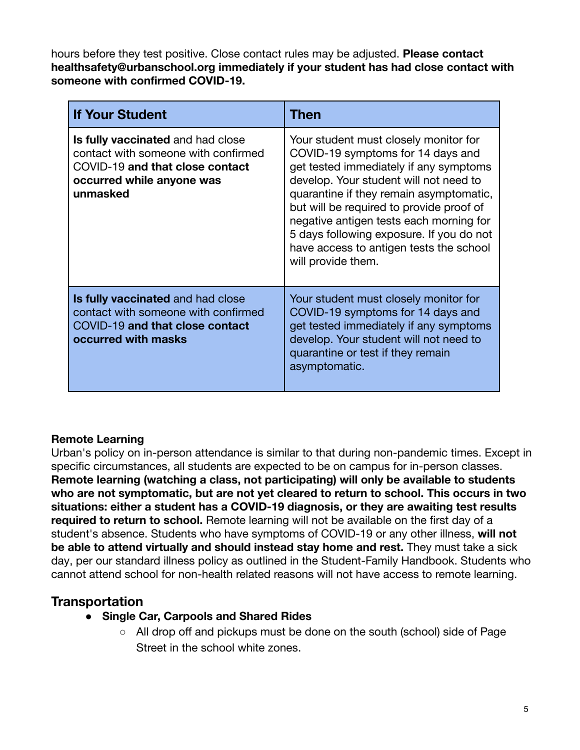hours before they test positive. Close contact rules may be adjusted. **Please contact healthsafety@urbanschool.org immediately if your student has had close contact with someone with confirmed COVID-19.**

| If Your Student | Then |
|---|---|
| **Is fully vaccinated** and had close contact with someone with confirmed COVID-19 **and that close contact occurred while anyone was unmasked** | Your student must closely monitor for COVID-19 symptoms for 14 days and get tested immediately if any symptoms develop. Your student will not need to quarantine if they remain asymptomatic, but will be required to provide proof of negative antigen tests each morning for 5 days following exposure. If you do not have access to antigen tests the school will provide them. |
| **Is fully vaccinated** and had close contact with someone with confirmed COVID-19 **and that close contact occurred with masks** | Your student must closely monitor for COVID-19 symptoms for 14 days and get tested immediately if any symptoms develop. Your student will not need to quarantine or test if they remain asymptomatic. |

**Remote Learning**

Urban's policy on in-person attendance is similar to that during non-pandemic times. Except in specific circumstances, all students are expected to be on campus for in-person classes. **Remote learning (watching a class, not participating) will only be available to students who are not symptomatic, but are not yet cleared to return to school. This occurs in two situations: either a student has a COVID-19 diagnosis, or they are awaiting test results required to return to school.** Remote learning will not be available on the first day of a student's absence. Students who have symptoms of COVID-19 or any other illness, **will not be able to attend virtually and should instead stay home and rest.** They must take a sick day, per our standard illness policy as outlined in the Student-Family Handbook. Students who cannot attend school for non-health related reasons will not have access to remote learning.

## Transportation

- **Single Car, Carpools and Shared Rides**
  - All drop off and pickups must be done on the south (school) side of Page Street in the school white zones.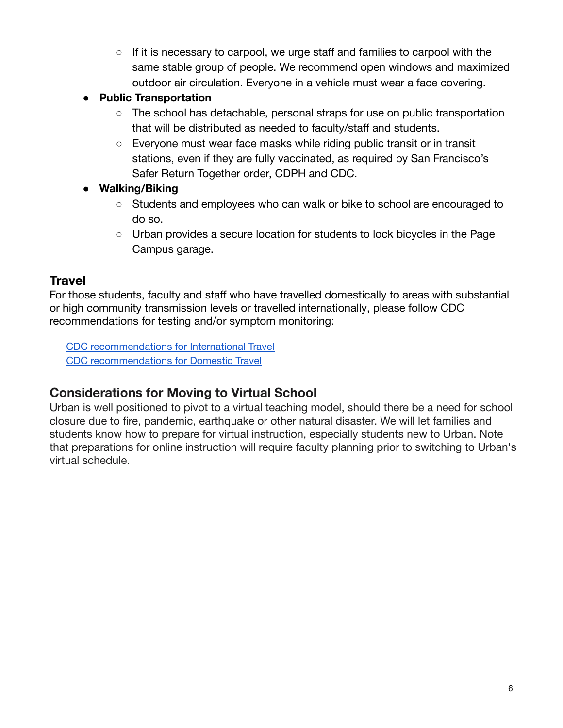- If it is necessary to carpool, we urge staff and families to carpool with the same stable group of people. We recommend open windows and maximized outdoor air circulation. Everyone in a vehicle must wear a face covering.
- **Public Transportation**
    - The school has detachable, personal straps for use on public transportation that will be distributed as needed to faculty/staff and students.
    - Everyone must wear face masks while riding public transit or in transit stations, even if they are fully vaccinated, as required by San Francisco's Safer Return Together order, CDPH and CDC.
- **Walking/Biking**
    - Students and employees who can walk or bike to school are encouraged to do so.
    - Urban provides a secure location for students to lock bicycles in the Page Campus garage.

## Travel

For those students, faculty and staff who have travelled domestically to areas with substantial or high community transmission levels or travelled internationally, please follow CDC recommendations for testing and/or symptom monitoring:

CDC recommendations for International Travel
CDC recommendations for Domestic Travel

## Considerations for Moving to Virtual School

Urban is well positioned to pivot to a virtual teaching model, should there be a need for school closure due to fire, pandemic, earthquake or other natural disaster. We will let families and students know how to prepare for virtual instruction, especially students new to Urban. Note that preparations for online instruction will require faculty planning prior to switching to Urban's virtual schedule.